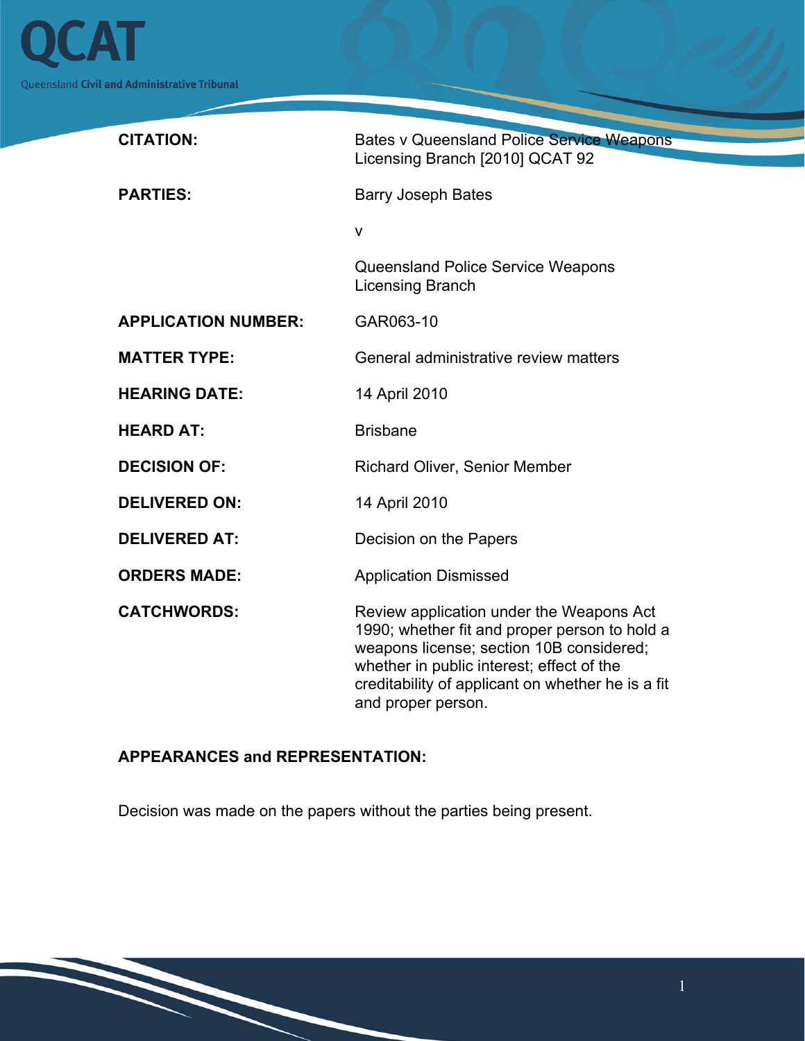QCAT

Queensland Civil and Administrative Tribunal

| | |
|---|---|
| **CITATION:** | Bates v Queensland Police Service Weapons Licensing Branch [2010] QCAT 92 |
| **PARTIES:** | Barry Joseph Bates |
| | v |
| | Queensland Police Service Weapons Licensing Branch |
| **APPLICATION NUMBER:** | GAR063-10 |
| **MATTER TYPE:** | General administrative review matters |
| **HEARING DATE:** | 14 April 2010 |
| **HEARD AT:** | Brisbane |
| **DECISION OF:** | Richard Oliver, Senior Member |
| **DELIVERED ON:** | 14 April 2010 |
| **DELIVERED AT:** | Decision on the Papers |
| **ORDERS MADE:** | Application Dismissed |
| **CATCHWORDS:** | Review application under the Weapons Act 1990; whether fit and proper person to hold a weapons license; section 10B considered; whether in public interest; effect of the creditability of applicant on whether he is a fit and proper person. |

**APPEARANCES and REPRESENTATION:**

Decision was made on the papers without the parties being present.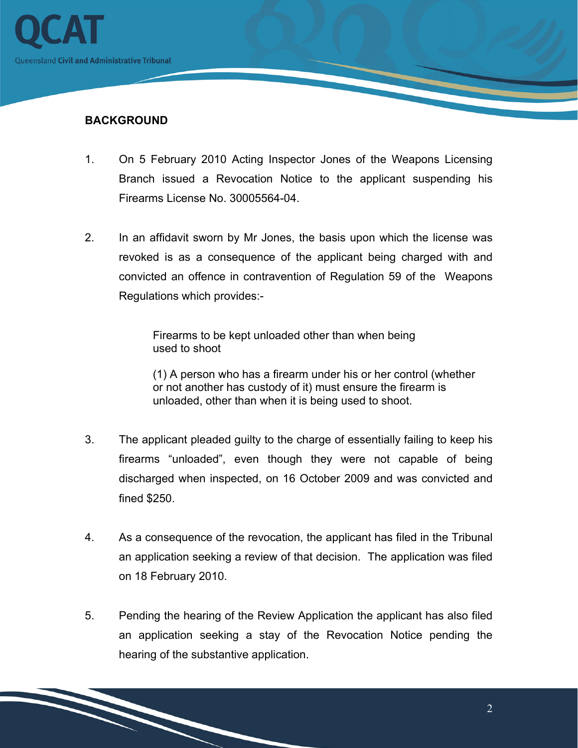## BACKGROUND

1. On 5 February 2010 Acting Inspector Jones of the Weapons Licensing Branch issued a Revocation Notice to the applicant suspending his Firearms License No. 30005564-04.

2. In an affidavit sworn by Mr Jones, the basis upon which the license was revoked is as a consequence of the applicant being charged with and convicted an offence in contravention of Regulation 59 of the Weapons Regulations which provides:-

   > Firearms to be kept unloaded other than when being used to shoot
   >
   > (1) A person who has a firearm under his or her control (whether or not another has custody of it) must ensure the firearm is unloaded, other than when it is being used to shoot.

3. The applicant pleaded guilty to the charge of essentially failing to keep his firearms "unloaded", even though they were not capable of being discharged when inspected, on 16 October 2009 and was convicted and fined $250.

4. As a consequence of the revocation, the applicant has filed in the Tribunal an application seeking a review of that decision. The application was filed on 18 February 2010.

5. Pending the hearing of the Review Application the applicant has also filed an application seeking a stay of the Revocation Notice pending the hearing of the substantive application.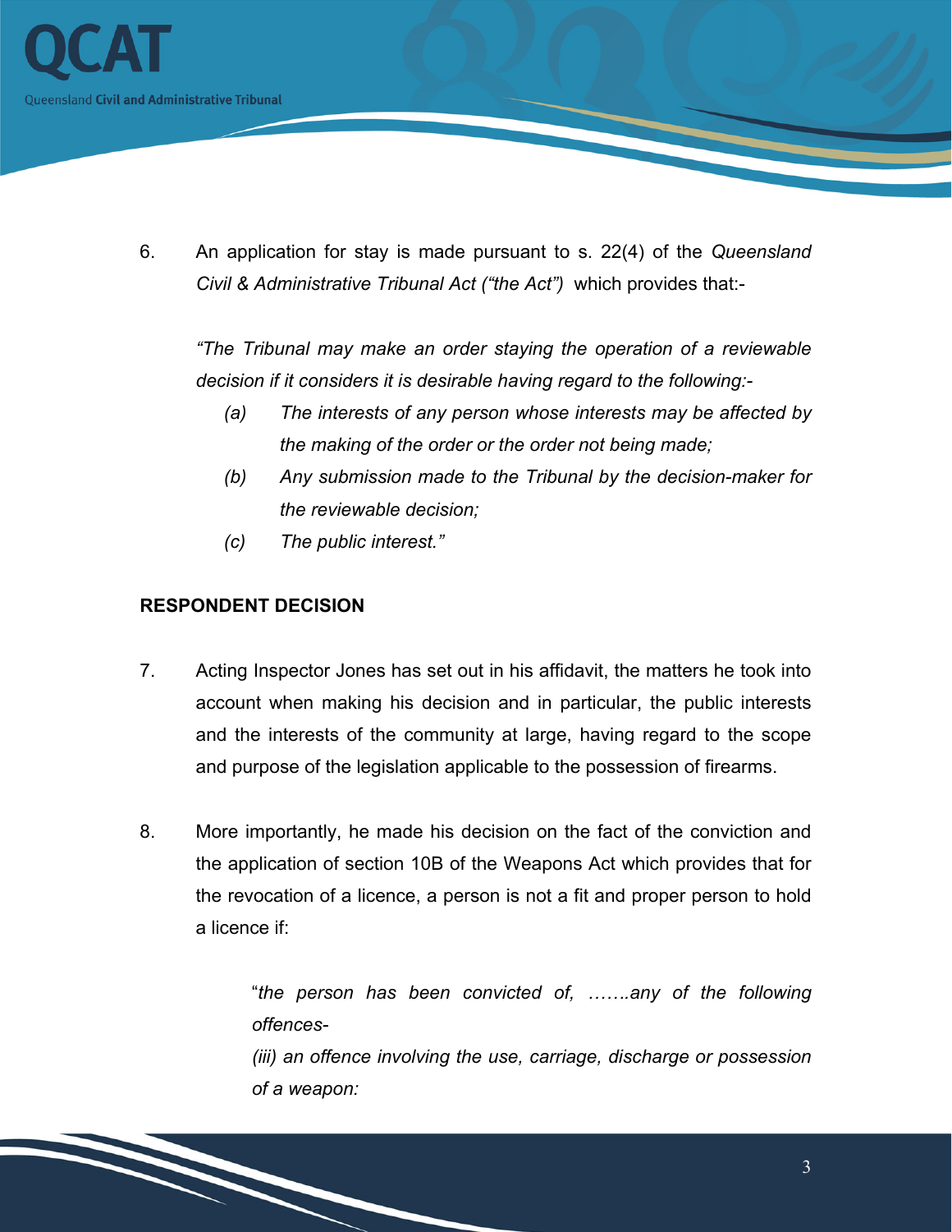6. An application for stay is made pursuant to s. 22(4) of the *Queensland Civil & Administrative Tribunal Act ("the Act")* which provides that:-

   *"The Tribunal may make an order staying the operation of a reviewable decision if it considers it is desirable having regard to the following:-*

   *(a) The interests of any person whose interests may be affected by the making of the order or the order not being made;*

   *(b) Any submission made to the Tribunal by the decision-maker for the reviewable decision;*

   *(c) The public interest."*

**RESPONDENT DECISION**

7. Acting Inspector Jones has set out in his affidavit, the matters he took into account when making his decision and in particular, the public interests and the interests of the community at large, having regard to the scope and purpose of the legislation applicable to the possession of firearms.

8. More importantly, he made his decision on the fact of the conviction and the application of section 10B of the Weapons Act which provides that for the revocation of a licence, a person is not a fit and proper person to hold a licence if:

   "*the person has been convicted of, …….any of the following offences-*

   *(iii) an offence involving the use, carriage, discharge or possession of a weapon:*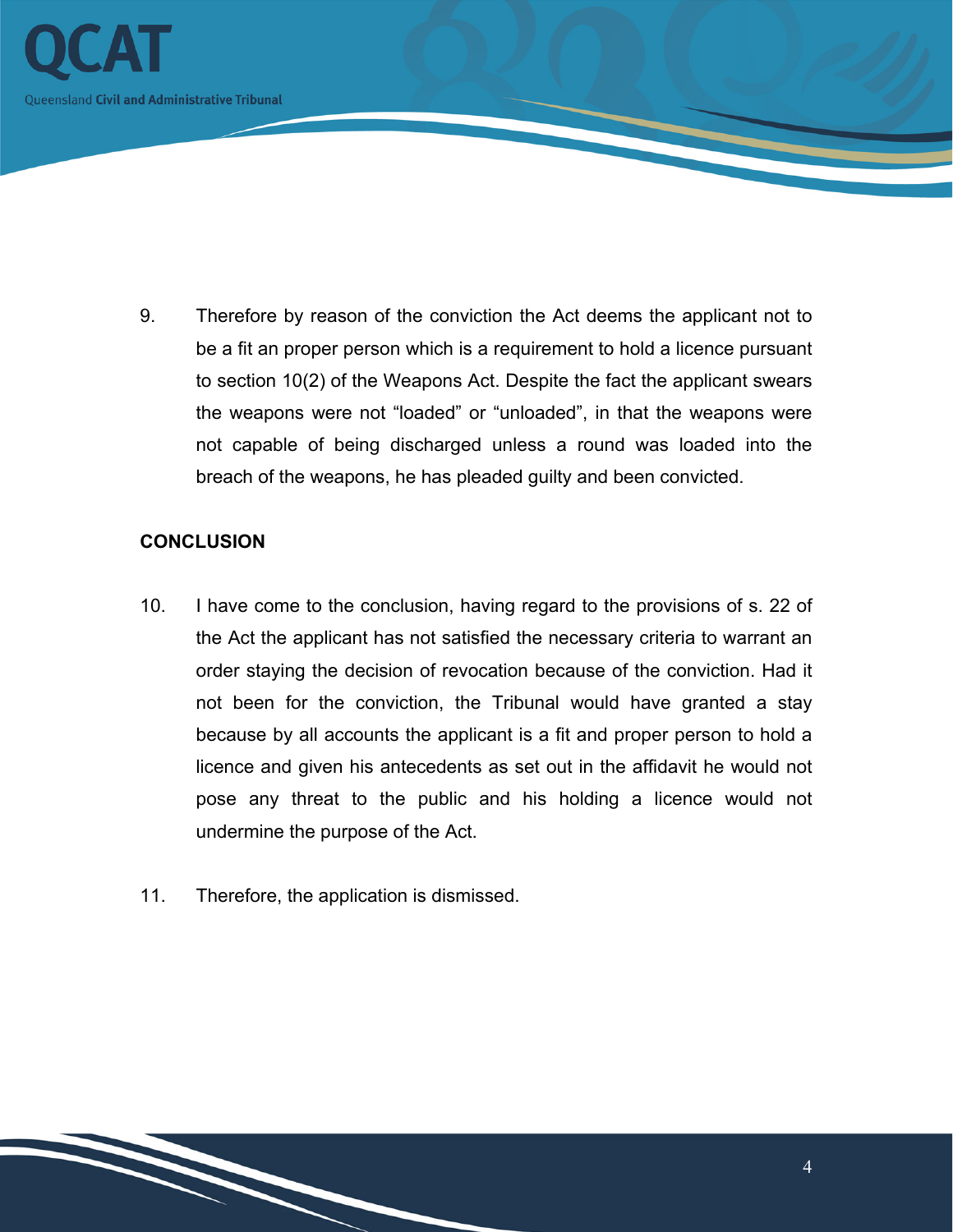9. Therefore by reason of the conviction the Act deems the applicant not to be a fit an proper person which is a requirement to hold a licence pursuant to section 10(2) of the Weapons Act. Despite the fact the applicant swears the weapons were not "loaded" or "unloaded", in that the weapons were not capable of being discharged unless a round was loaded into the breach of the weapons, he has pleaded guilty and been convicted.

**CONCLUSION**

10. I have come to the conclusion, having regard to the provisions of s. 22 of the Act the applicant has not satisfied the necessary criteria to warrant an order staying the decision of revocation because of the conviction. Had it not been for the conviction, the Tribunal would have granted a stay because by all accounts the applicant is a fit and proper person to hold a licence and given his antecedents as set out in the affidavit he would not pose any threat to the public and his holding a licence would not undermine the purpose of the Act.

11. Therefore, the application is dismissed.